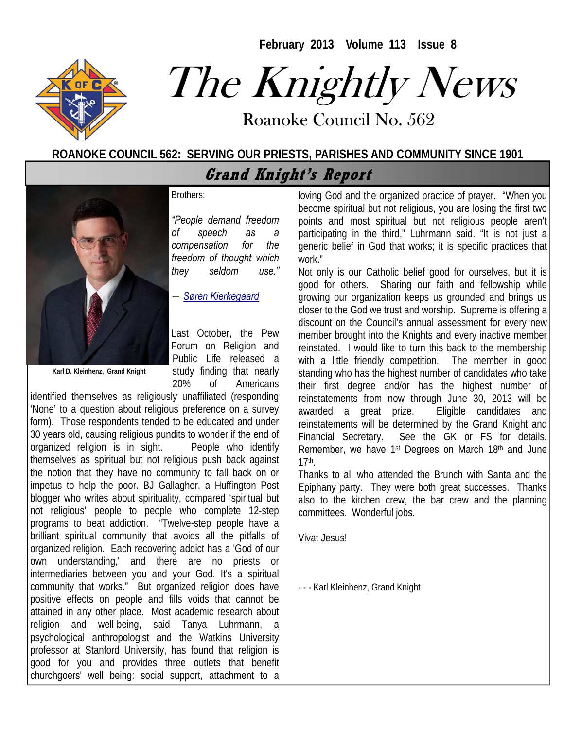February 2013 Volume 113 Issue 8

# The Knightly News

Roanoke Council No. 562

**ROANOKE COUNCIL 562: SERVING OUR PRIESTS, PARISHES AND COMMUNITY SINCE 1901**

## Grand Knight's Report

**Karl D. Kleinhenz, Grand Knight**

Brothers:

*"People demand freedom of speech as a compensation for the freedom of thought which they seldom use."*

― Søren Kierkegaard

Last October, the Pew Forum on Religion and Public Life released a study finding that nearly 20% of Americans identified themselves as religiously unaffiliated (responding 'None' to a question about religious preference on a survey form). Those respondents tended to be educated and under 30 years old, causing religious pundits to wonder if the end of organized religion is in sight. People who identify themselves as spiritual but not religious push back against the notion that they have no community to fall back on or impetus to help the poor. BJ Gallagher, a Huffington Post blogger who writes about spirituality, compared 'spiritual but not religious' people to people who complete 12-step programs to beat addiction. "Twelve-step people have a brilliant spiritual community that avoids all the pitfalls of organized religion. Each recovering addict has a 'God of our own understanding,' and there are no priests or intermediaries between you and your God. It's a spiritual community that works." But organized religion does have positive effects on people and fills voids that cannot be attained in any other place. Most academic research about religion and well-being, said Tanya Luhrmann, a psychological anthropologist and the Watkins University professor at Stanford University, has found that religion is good for you and provides three outlets that benefit churchgoers' well being: social support, attachment to a loving God and the organized practice of prayer. "When you become spiritual but not religious, you are losing the first two points and most spiritual but not religious people aren't participating in the third," Luhrmann said. "It is not just a generic belief in God that works; it is specific practices that work."

Not only is our Catholic belief good for ourselves, but it is good for others. Sharing our faith and fellowship while growing our organization keeps us grounded and brings us closer to the God we trust and worship. Supreme is offering a discount on the Council's annual assessment for every new member brought into the Knights and every inactive member reinstated. I would like to turn this back to the membership with a little friendly competition. The member in good standing who has the highest number of candidates who take their first degree and/or has the highest number of reinstatements from now through June 30, 2013 will be awarded a great prize. Eligible candidates and reinstatements will be determined by the Grand Knight and Financial Secretary. See the GK or FS for details. Remember, we have 1st Degrees on March 18th and June 17th.

Thanks to all who attended the Brunch with Santa and the Epiphany party. They were both great successes. Thanks also to the kitchen crew, the bar crew and the planning committees. Wonderful jobs.

Vivat Jesus!

- - - Karl Kleinhenz, Grand Knight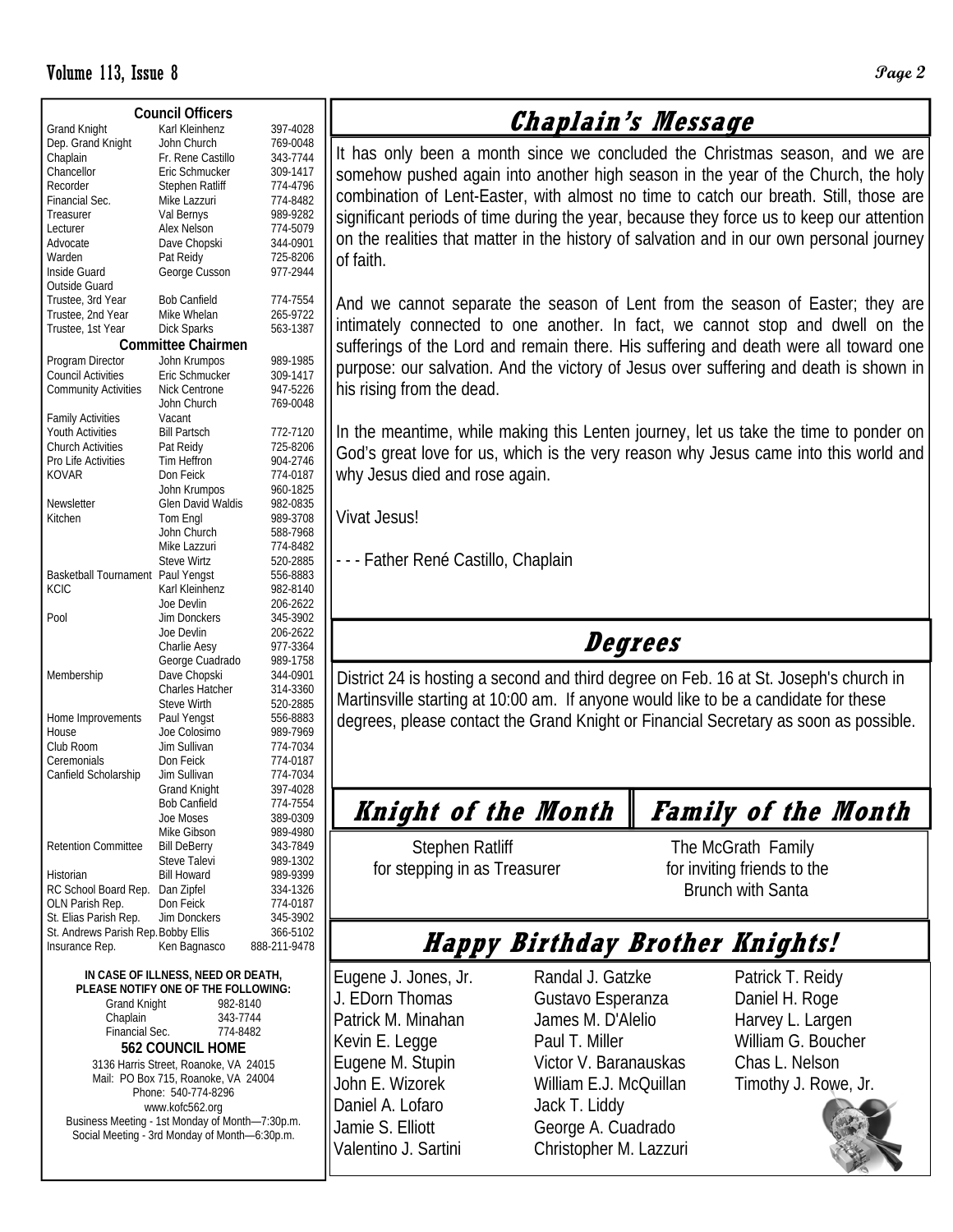## Council Officers

| Position | Name | Phone |
|---|---|---|
| Grand Knight | Karl Kleinhenz | 397-4028 |
| Dep. Grand Knight | John Church | 769-0048 |
| Chaplain | Fr. Rene Castillo | 343-7744 |
| Chancellor | Eric Schmucker | 309-1417 |
| Recorder | Stephen Ratliff | 774-4796 |
| Financial Sec. | Mike Lazzuri | 774-8482 |
| Treasurer | Val Bernys | 989-9282 |
| Lecturer | Alex Nelson | 774-5079 |
| Advocate | Dave Chopski | 344-0901 |
| Warden | Pat Reidy | 725-8206 |
| Inside Guard | George Cusson | 977-2944 |
| Outside Guard | | |
| Trustee, 3rd Year | Bob Canfield | 774-7554 |
| Trustee, 2nd Year | Mike Whelan | 265-9722 |
| Trustee, 1st Year | Dick Sparks | 563-1387 |

## Committee Chairmen

| Committee | Name | Phone |
|---|---|---|
| Program Director | John Krumpos | 989-1985 |
| Council Activities | Eric Schmucker | 309-1417 |
| Community Activities | Nick Centrone | 947-5226 |
| | John Church | 769-0048 |
| Family Activities | Vacant | |
| Youth Activities | Bill Partsch | 772-7120 |
| Church Activities | Pat Reidy | 725-8206 |
| Pro Life Activities | Tim Heffron | 904-2746 |
| KOVAR | Don Feick | 774-0187 |
| | John Krumpos | 960-1825 |
| Newsletter | Glen David Waldis | 982-0835 |
| Kitchen | Tom Engl | 989-3708 |
| | John Church | 588-7968 |
| | Mike Lazzuri | 774-8482 |
| | Steve Wirtz | 520-2885 |
| Basketball Tournament | Paul Yengst | 556-8883 |
| KCIC | Karl Kleinhenz | 982-8140 |
| | Joe Devlin | 206-2622 |
| Pool | Jim Donckers | 345-3902 |
| | Joe Devlin | 206-2622 |
| | Charlie Aesy | 977-3364 |
| | George Cuadrado | 989-1758 |
| Membership | Dave Chopski | 344-0901 |
| | Charles Hatcher | 314-3360 |
| | Steve Wirth | 520-2885 |
| Home Improvements | Paul Yengst | 556-8883 |
| House | Joe Colosimo | 989-7969 |
| Club Room | Jim Sullivan | 774-7034 |
| Ceremonials | Don Feick | 774-0187 |
| Canfield Scholarship | Jim Sullivan | 774-7034 |
| | Grand Knight | 397-4028 |
| | Bob Canfield | 774-7554 |
| | Joe Moses | 389-0309 |
| | Mike Gibson | 989-4980 |
| Retention Committee | Bill DeBerry | 343-7849 |
| | Steve Talevi | 989-1302 |
| Historian | Bill Howard | 989-9399 |
| RC School Board Rep. | Dan Zipfel | 334-1326 |
| OLN Parish Rep. | Don Feick | 774-0187 |
| St. Elias Parish Rep. | Jim Donckers | 345-3902 |
| St. Andrews Parish Rep. | Bobby Ellis | 366-5102 |
| Insurance Rep. | Ken Bagnasco | 888-211-9478 |

**IN CASE OF ILLNESS, NEED OR DEATH, PLEASE NOTIFY ONE OF THE FOLLOWING:**

| | |
|---|---|
| Grand Knight | 982-8140 |
| Chaplain | 343-7744 |
| Financial Sec. | 774-8482 |

**562 COUNCIL HOME**

3136 Harris Street, Roanoke, VA 24015
Mail: PO Box 715, Roanoke, VA 24004
Phone: 540-774-8296
www.kofc562.org
Business Meeting - 1st Monday of Month—7:30p.m.
Social Meeting - 3rd Monday of Month—6:30p.m.

## Chaplain's Message

It has only been a month since we concluded the Christmas season, and we are somehow pushed again into another high season in the year of the Church, the holy combination of Lent-Easter, with almost no time to catch our breath. Still, those are significant periods of time during the year, because they force us to keep our attention on the realities that matter in the history of salvation and in our own personal journey of faith.

And we cannot separate the season of Lent from the season of Easter; they are intimately connected to one another. In fact, we cannot stop and dwell on the sufferings of the Lord and remain there. His suffering and death were all toward one purpose: our salvation. And the victory of Jesus over suffering and death is shown in his rising from the dead.

In the meantime, while making this Lenten journey, let us take the time to ponder on God's great love for us, which is the very reason why Jesus came into this world and why Jesus died and rose again.

Vivat Jesus!

- - - Father René Castillo, Chaplain

## Degrees

District 24 is hosting a second and third degree on Feb. 16 at St. Joseph's church in Martinsville starting at 10:00 am. If anyone would like to be a candidate for these degrees, please contact the Grand Knight or Financial Secretary as soon as possible.

## Knight of the Month

Stephen Ratliff
for stepping in as Treasurer

## Family of the Month

The McGrath Family
for inviting friends to the Brunch with Santa

## Happy Birthday Brother Knights!

Eugene J. Jones, Jr.
J. EDorn Thomas
Patrick M. Minahan
Kevin E. Legge
Eugene M. Stupin
John E. Wizorek
Daniel A. Lofaro
Jamie S. Elliott
Valentino J. Sartini
Randal J. Gatzke
Gustavo Esperanza
James M. D'Alelio
Paul T. Miller
Victor V. Baranauskas
William E.J. McQuillan
Jack T. Liddy
George A. Cuadrado
Christopher M. Lazzuri
Patrick T. Reidy
Daniel H. Roge
Harvey L. Largen
William G. Boucher
Chas L. Nelson
Timothy J. Rowe, Jr.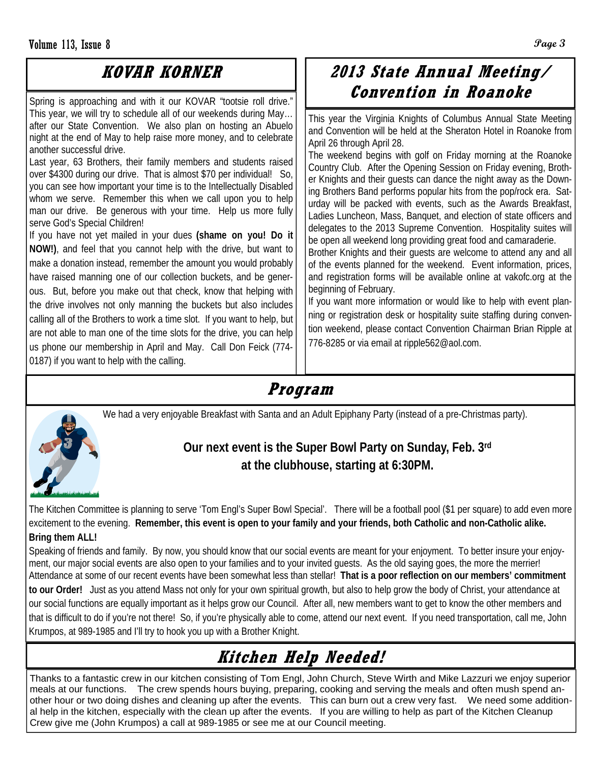## KOVAR KORNER

Spring is approaching and with it our KOVAR "tootsie roll drive." This year, we will try to schedule all of our weekends during May… after our State Convention. We also plan on hosting an Abuelo night at the end of May to help raise more money, and to celebrate another successful drive.

Last year, 63 Brothers, their family members and students raised over $4300 during our drive. That is almost $70 per individual! So, you can see how important your time is to the Intellectually Disabled whom we serve. Remember this when we call upon you to help man our drive. Be generous with your time. Help us more fully serve God's Special Children!

If you have not yet mailed in your dues **(shame on you! Do it NOW!)**, and feel that you cannot help with the drive, but want to make a donation instead, remember the amount you would probably have raised manning one of our collection buckets, and be generous. But, before you make out that check, know that helping with the drive involves not only manning the buckets but also includes calling all of the Brothers to work a time slot. If you want to help, but are not able to man one of the time slots for the drive, you can help us phone our membership in April and May. Call Don Feick (774-0187) if you want to help with the calling.

## 2013 State Annual Meeting/ Convention in Roanoke

This year the Virginia Knights of Columbus Annual State Meeting and Convention will be held at the Sheraton Hotel in Roanoke from April 26 through April 28.

The weekend begins with golf on Friday morning at the Roanoke Country Club. After the Opening Session on Friday evening, Brother Knights and their guests can dance the night away as the Downing Brothers Band performs popular hits from the pop/rock era. Saturday will be packed with events, such as the Awards Breakfast, Ladies Luncheon, Mass, Banquet, and election of state officers and delegates to the 2013 Supreme Convention. Hospitality suites will be open all weekend long providing great food and camaraderie.

Brother Knights and their guests are welcome to attend any and all of the events planned for the weekend. Event information, prices, and registration forms will be available online at vakofc.org at the beginning of February.

If you want more information or would like to help with event planning or registration desk or hospitality suite staffing during convention weekend, please contact Convention Chairman Brian Ripple at 776-8285 or via email at ripple562@aol.com.

## Program

We had a very enjoyable Breakfast with Santa and an Adult Epiphany Party (instead of a pre-Christmas party).

**Our next event is the Super Bowl Party on Sunday, Feb. 3rd at the clubhouse, starting at 6:30PM.**

The Kitchen Committee is planning to serve 'Tom Engl's Super Bowl Special'. There will be a football pool ($1 per square) to add even more excitement to the evening. **Remember, this event is open to your family and your friends, both Catholic and non-Catholic alike. Bring them ALL!**

Speaking of friends and family. By now, you should know that our social events are meant for your enjoyment. To better insure your enjoyment, our major social events are also open to your families and to your invited guests. As the old saying goes, the more the merrier! Attendance at some of our recent events have been somewhat less than stellar! **That is a poor reflection on our members' commitment to our Order!** Just as you attend Mass not only for your own spiritual growth, but also to help grow the body of Christ, your attendance at our social functions are equally important as it helps grow our Council. After all, new members want to get to know the other members and that is difficult to do if you're not there! So, if you're physically able to come, attend our next event. If you need transportation, call me, John Krumpos, at 989-1985 and I'll try to hook you up with a Brother Knight.

## Kitchen Help Needed!

Thanks to a fantastic crew in our kitchen consisting of Tom Engl, John Church, Steve Wirth and Mike Lazzuri we enjoy superior meals at our functions. The crew spends hours buying, preparing, cooking and serving the meals and often mush spend another hour or two doing dishes and cleaning up after the events. This can burn out a crew very fast. We need some additional help in the kitchen, especially with the clean up after the events. If you are willing to help as part of the Kitchen Cleanup Crew give me (John Krumpos) a call at 989-1985 or see me at our Council meeting.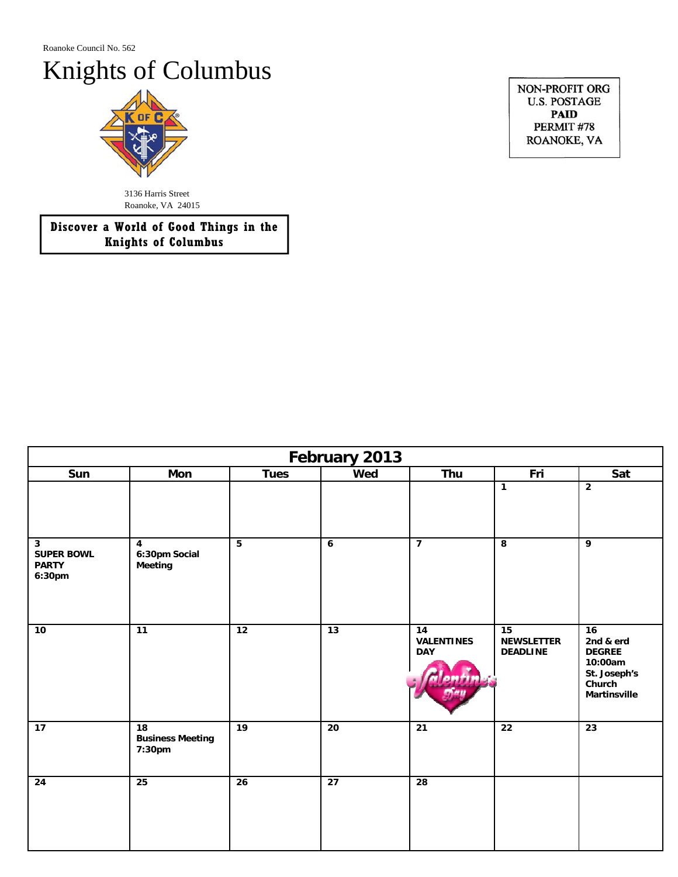Roanoke Council No. 562

# Knights of Columbus

3136 Harris Street
Roanoke, VA 24015

**Discover a World of Good Things in the Knights of Columbus**

NON-PROFIT ORG
U.S. POSTAGE
**PAID**
PERMIT #78
ROANOKE, VA

| February 2013 | | | | | | |
|---|---|---|---|---|---|---|
| **Sun** | **Mon** | **Tues** | **Wed** | **Thu** | **Fri** | **Sat** |
| | | | | | 1 | 2 |
| 3 SUPER BOWL PARTY 6:30pm | 4 6:30pm Social Meeting | 5 | 6 | 7 | 8 | 9 |
| 10 | 11 | 12 | 13 | 14 VALENTINES DAY | 15 NEWSLETTER DEADLINE | 16 2nd & erd DEGREE 10:00am St. Joseph's Church Martinsville |
| 17 | 18 Business Meeting 7:30pm | 19 | 20 | 21 | 22 | 23 |
| 24 | 25 | 26 | 27 | 28 | | |